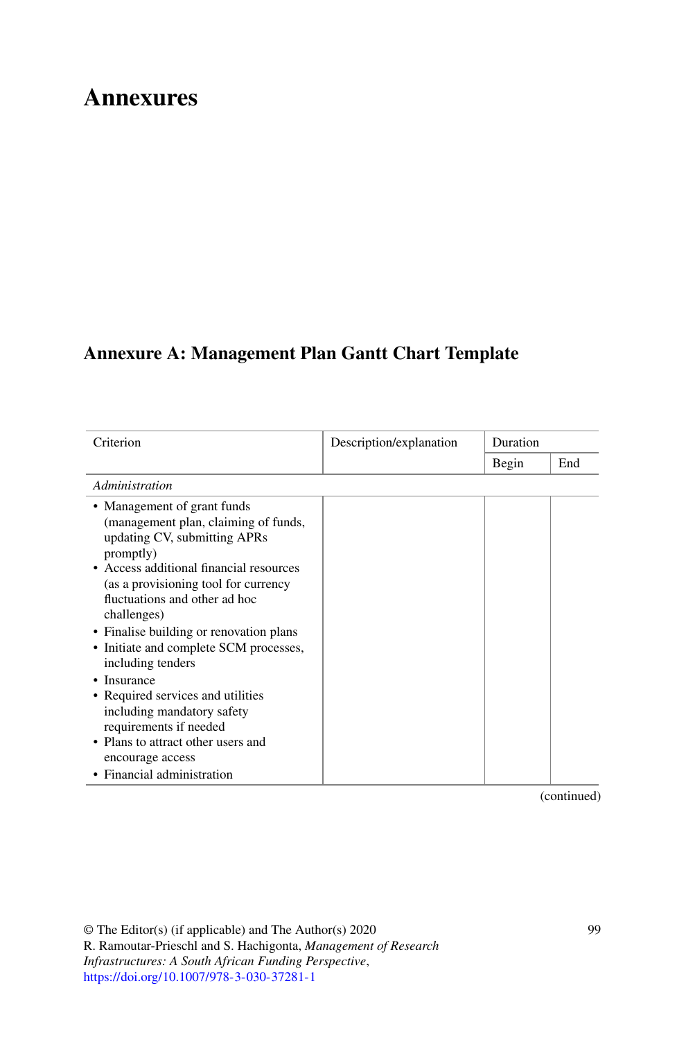# Annexures

## Annexure A: Management Plan Gantt Chart Template

| Criterion | Description/explanation | Duration | |
|---|---|---|---|
| | | Begin | End |
| *Administration* | | | |
| • Management of grant funds (management plan, claiming of funds, updating CV, submitting APRs promptly)<br>• Access additional financial resources (as a provisioning tool for currency fluctuations and other ad hoc challenges)<br>• Finalise building or renovation plans<br>• Initiate and complete SCM processes, including tenders<br>• Insurance<br>• Required services and utilities including mandatory safety requirements if needed<br>• Plans to attract other users and encourage access<br>• Financial administration | | | |

(continued)

© The Editor(s) (if applicable) and The Author(s) 2020
R. Ramoutar-Prieschl and S. Hachigonta, *Management of Research Infrastructures: A South African Funding Perspective*,
https://doi.org/10.1007/978-3-030-37281-1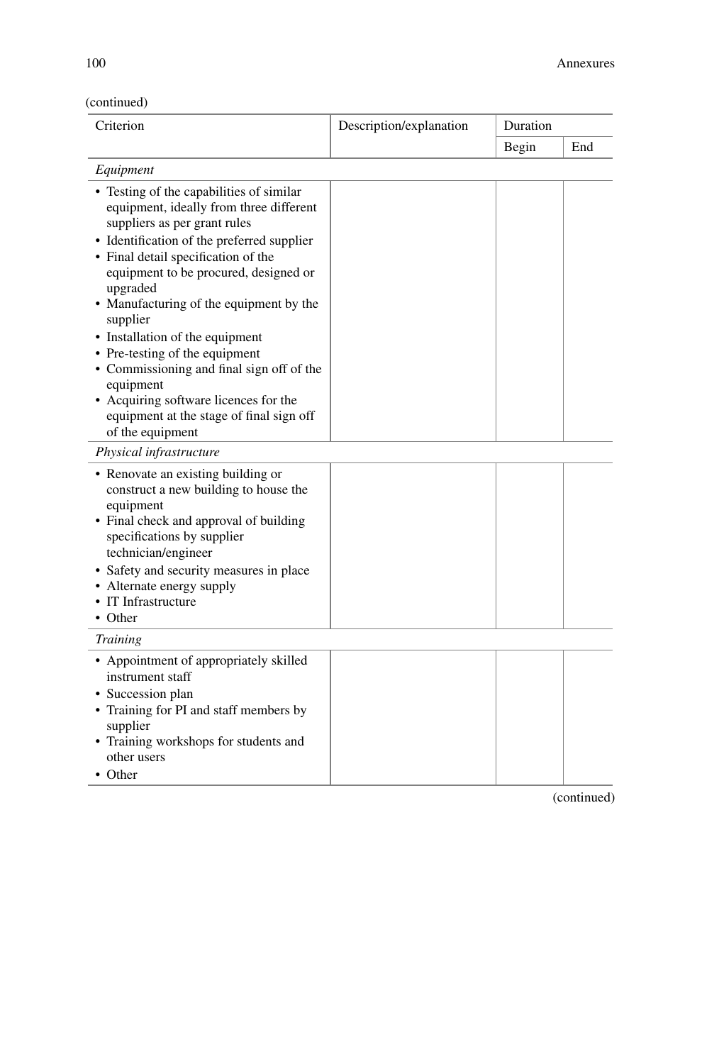(continued)

| Criterion | Description/explanation | Duration | |
|---|---|---|---|
| | | Begin | End |
| *Equipment* | | | |
| • Testing of the capabilities of similar equipment, ideally from three different suppliers as per grant rules<br>• Identification of the preferred supplier<br>• Final detail specification of the equipment to be procured, designed or upgraded<br>• Manufacturing of the equipment by the supplier<br>• Installation of the equipment<br>• Pre-testing of the equipment<br>• Commissioning and final sign off of the equipment<br>• Acquiring software licences for the equipment at the stage of final sign off of the equipment | | | |
| *Physical infrastructure* | | | |
| • Renovate an existing building or construct a new building to house the equipment<br>• Final check and approval of building specifications by supplier technician/engineer<br>• Safety and security measures in place<br>• Alternate energy supply<br>• IT Infrastructure<br>• Other | | | |
| *Training* | | | |
| • Appointment of appropriately skilled instrument staff<br>• Succession plan<br>• Training for PI and staff members by supplier<br>• Training workshops for students and other users<br>• Other | | | |

(continued)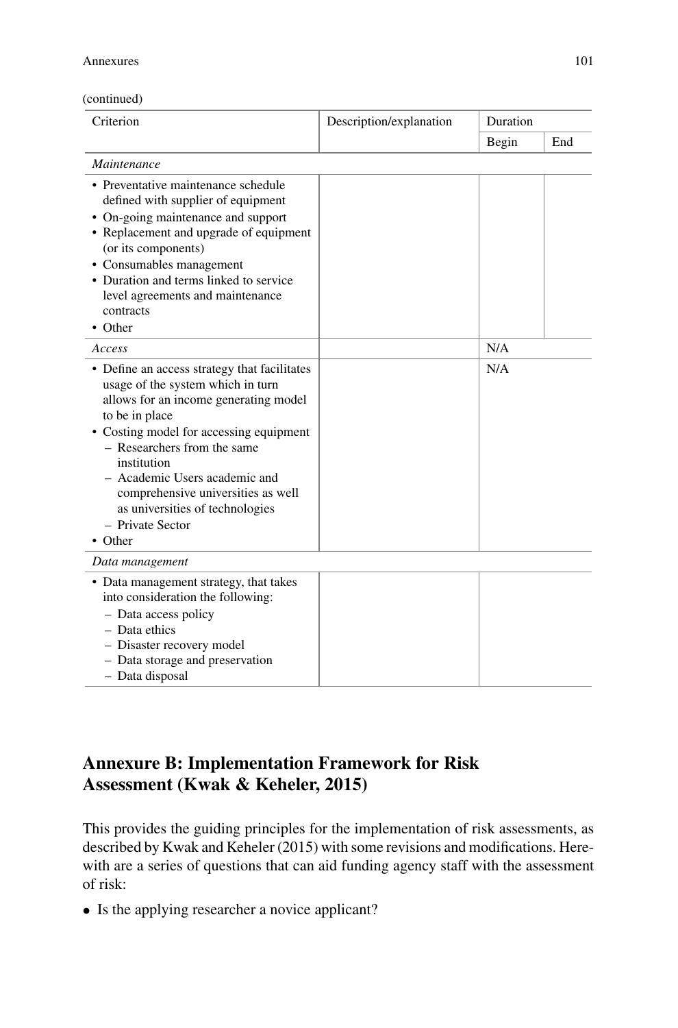(continued)

| Criterion | Description/explanation | Duration | |
|---|---|---|---|
| | | Begin | End |
| *Maintenance* | | | |
| • Preventative maintenance schedule defined with supplier of equipment<br>• On-going maintenance and support<br>• Replacement and upgrade of equipment (or its components)<br>• Consumables management<br>• Duration and terms linked to service level agreements and maintenance contracts<br>• Other | | | |
| *Access* | | N/A | |
| • Define an access strategy that facilitates usage of the system which in turn allows for an income generating model to be in place<br>• Costing model for accessing equipment<br>– Researchers from the same institution<br>– Academic Users academic and comprehensive universities as well as universities of technologies<br>– Private Sector<br>• Other | | N/A | |
| *Data management* | | | |
| • Data management strategy, that takes into consideration the following:<br>– Data access policy<br>– Data ethics<br>– Disaster recovery model<br>– Data storage and preservation<br>– Data disposal | | | |

## Annexure B: Implementation Framework for Risk Assessment (Kwak & Keheler, 2015)

This provides the guiding principles for the implementation of risk assessments, as described by Kwak and Keheler (2015) with some revisions and modifications. Herewith are a series of questions that can aid funding agency staff with the assessment of risk:

- Is the applying researcher a novice applicant?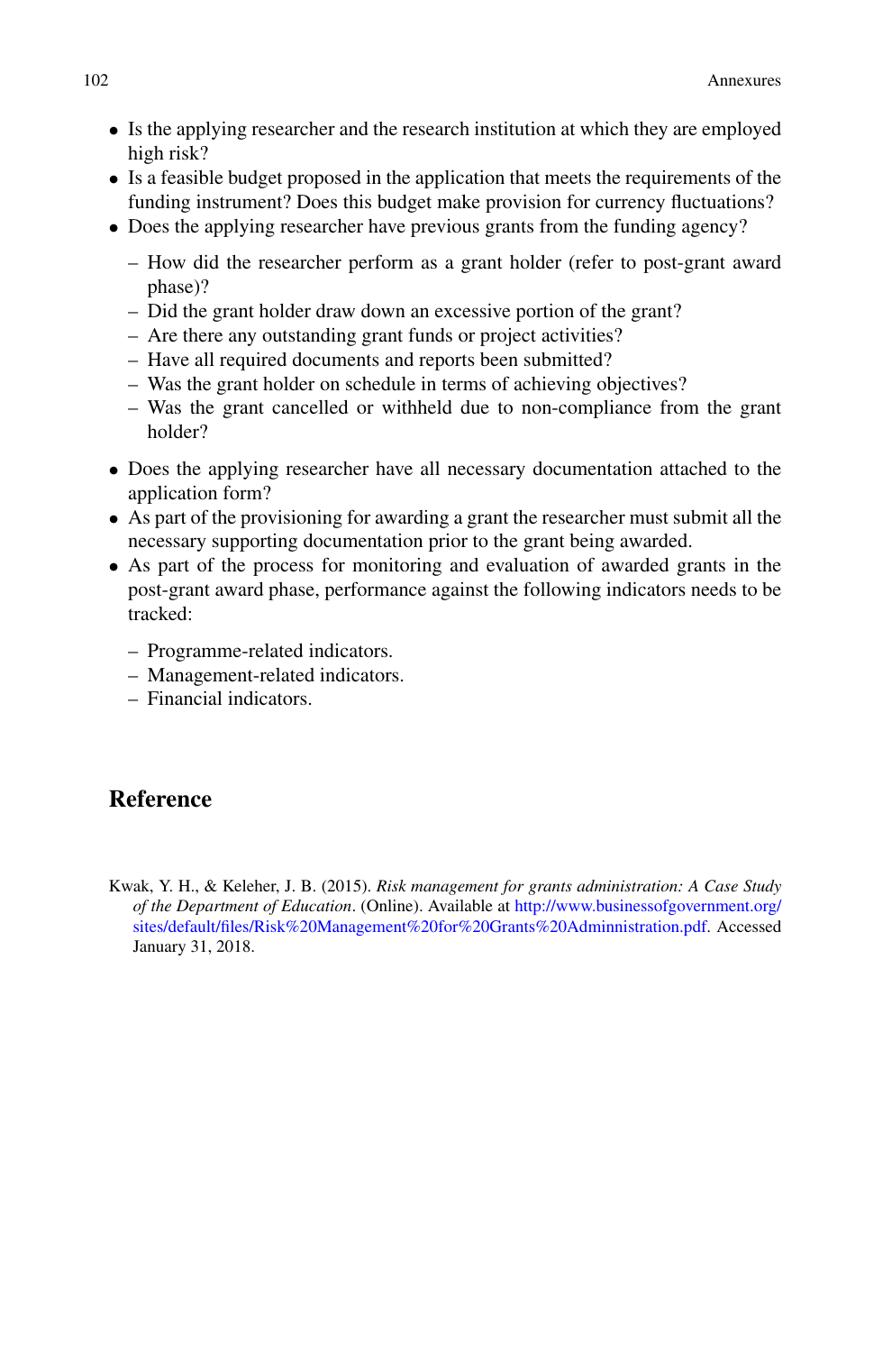- Is the applying researcher and the research institution at which they are employed high risk?
- Is a feasible budget proposed in the application that meets the requirements of the funding instrument? Does this budget make provision for currency fluctuations?
- Does the applying researcher have previous grants from the funding agency?
  - How did the researcher perform as a grant holder (refer to post-grant award phase)?
  - Did the grant holder draw down an excessive portion of the grant?
  - Are there any outstanding grant funds or project activities?
  - Have all required documents and reports been submitted?
  - Was the grant holder on schedule in terms of achieving objectives?
  - Was the grant cancelled or withheld due to non-compliance from the grant holder?
- Does the applying researcher have all necessary documentation attached to the application form?
- As part of the provisioning for awarding a grant the researcher must submit all the necessary supporting documentation prior to the grant being awarded.
- As part of the process for monitoring and evaluation of awarded grants in the post-grant award phase, performance against the following indicators needs to be tracked:
  - Programme-related indicators.
  - Management-related indicators.
  - Financial indicators.

## Reference

Kwak, Y. H., & Keleher, J. B. (2015). *Risk management for grants administration: A Case Study of the Department of Education*. (Online). Available at http://www.businessofgovernment.org/sites/default/files/Risk%20Management%20for%20Grants%20Adminnistration.pdf. Accessed January 31, 2018.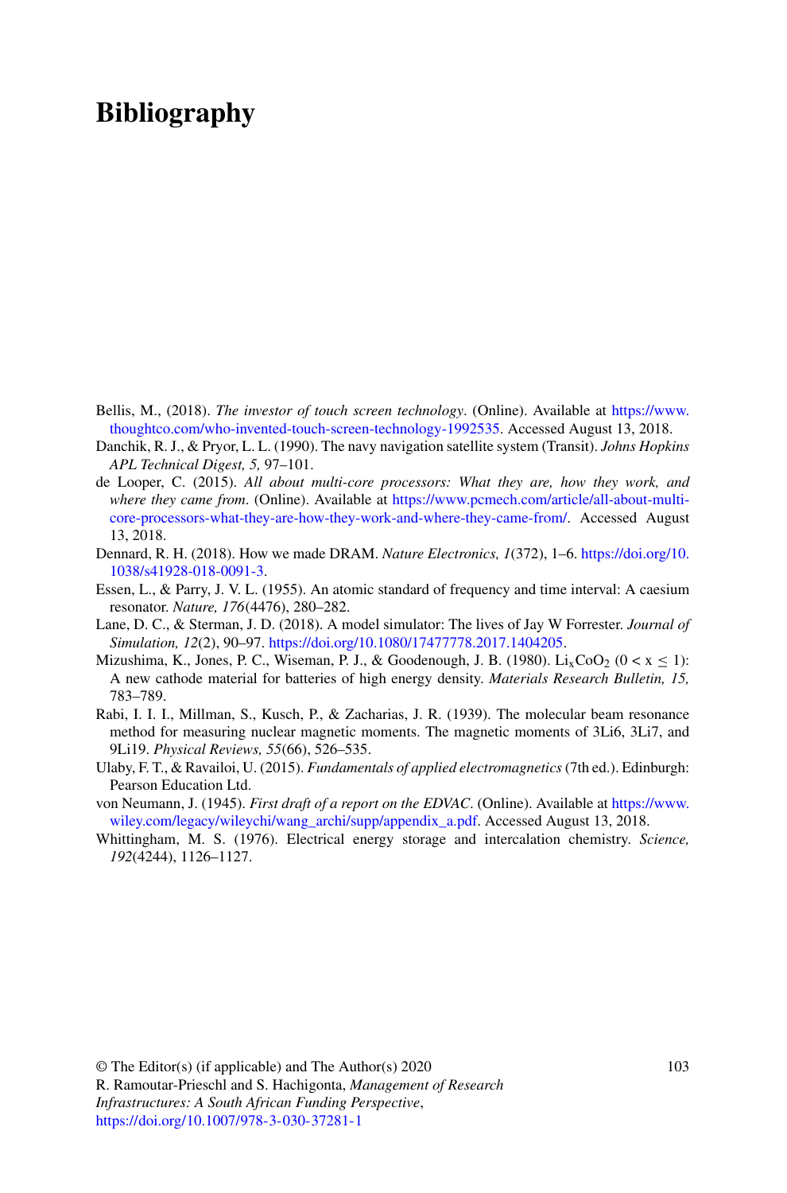# Bibliography

Bellis, M., (2018). *The investor of touch screen technology*. (Online). Available at https://www.thoughtco.com/who-invented-touch-screen-technology-1992535. Accessed August 13, 2018.

Danchik, R. J., & Pryor, L. L. (1990). The navy navigation satellite system (Transit). *Johns Hopkins APL Technical Digest, 5,* 97–101.

de Looper, C. (2015). *All about multi-core processors: What they are, how they work, and where they came from*. (Online). Available at https://www.pcmech.com/article/all-about-multi-core-processors-what-they-are-how-they-work-and-where-they-came-from/. Accessed August 13, 2018.

Dennard, R. H. (2018). How we made DRAM. *Nature Electronics, 1*(372), 1–6. https://doi.org/10.1038/s41928-018-0091-3.

Essen, L., & Parry, J. V. L. (1955). An atomic standard of frequency and time interval: A caesium resonator. *Nature, 176*(4476), 280–282.

Lane, D. C., & Sterman, J. D. (2018). A model simulator: The lives of Jay W Forrester. *Journal of Simulation, 12*(2), 90–97. https://doi.org/10.1080/17477778.2017.1404205.

Mizushima, K., Jones, P. C., Wiseman, P. J., & Goodenough, J. B. (1980). $Li_xCoO_2$ ($0 < x \leq 1$): A new cathode material for batteries of high energy density. *Materials Research Bulletin, 15,* 783–789.

Rabi, I. I. I., Millman, S., Kusch, P., & Zacharias, J. R. (1939). The molecular beam resonance method for measuring nuclear magnetic moments. The magnetic moments of 3Li6, 3Li7, and 9Li19. *Physical Reviews, 55*(66), 526–535.

Ulaby, F. T., & Ravailoi, U. (2015). *Fundamentals of applied electromagnetics* (7th ed.). Edinburgh: Pearson Education Ltd.

von Neumann, J. (1945). *First draft of a report on the EDVAC*. (Online). Available at https://www.wiley.com/legacy/wileychi/wang_archi/supp/appendix_a.pdf. Accessed August 13, 2018.

Whittingham, M. S. (1976). Electrical energy storage and intercalation chemistry. *Science, 192*(4244), 1126–1127.

© The Editor(s) (if applicable) and The Author(s) 2020
R. Ramoutar-Prieschl and S. Hachigonta, *Management of Research Infrastructures: A South African Funding Perspective*,
https://doi.org/10.1007/978-3-030-37281-1